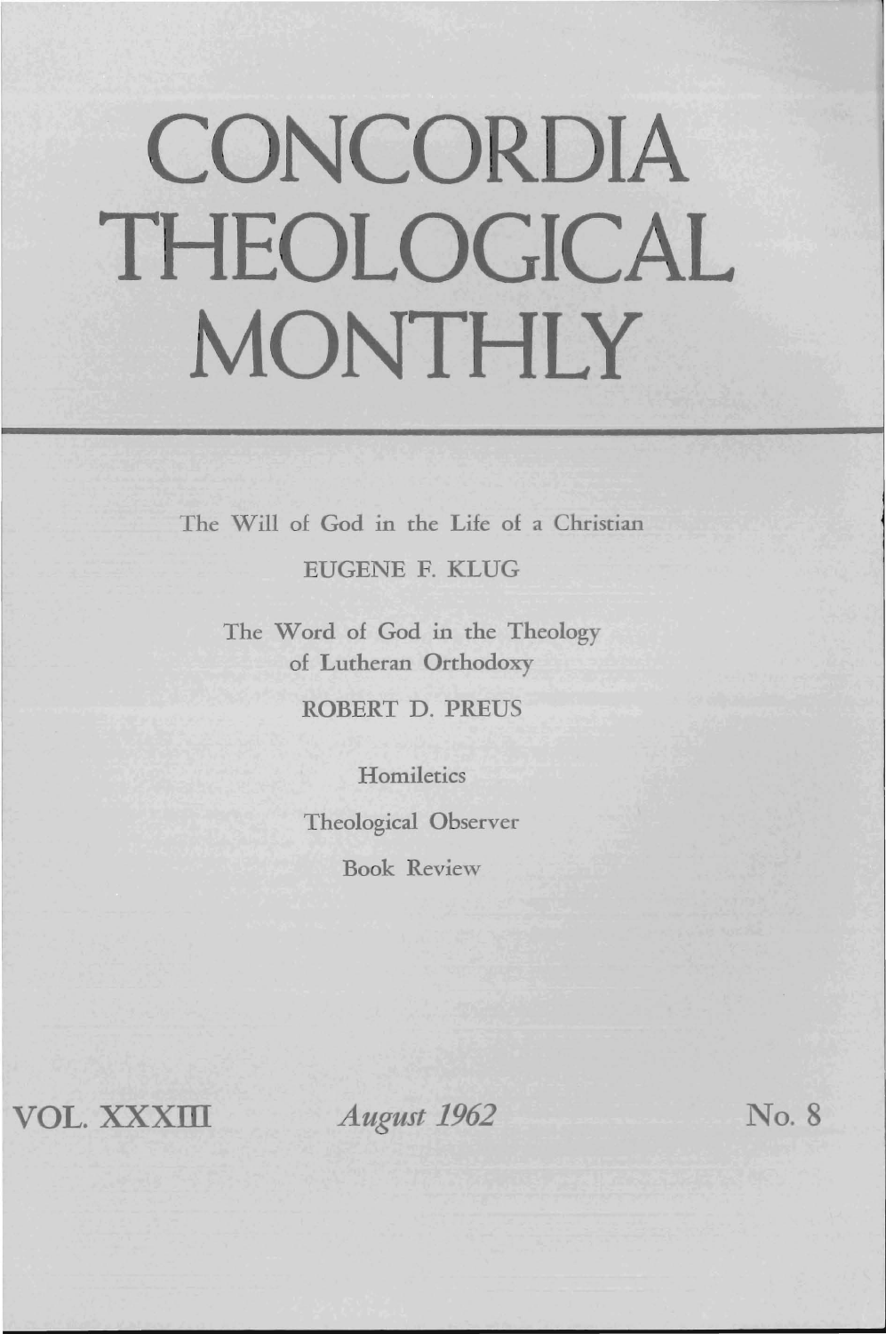# CONCORDIA THEOLOGICAL MONTHLY

The Will of God in the Life of a Christian

EUGENE F. KLUG

The Word of God in the Theology of Lutheran Orthodoxy

ROBERT D. PREUS

Homiletics

Theological Observer

Book Review

VOL. XXXIII *August 1962* No. 8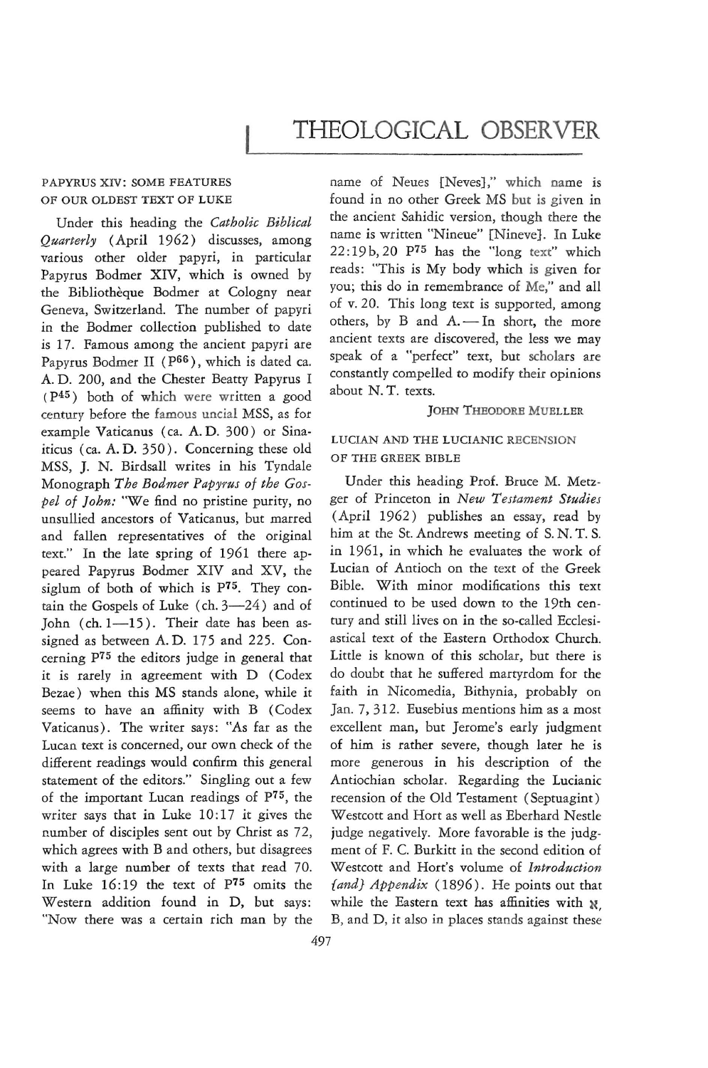# THEOLOGICAL OBSERVER

## PAPYRUS XIV: SOME FEATURES OF OUR OLDEST TEXT OF LUKE

Under this heading the *Catholic Biblical Quarterly* (April 1962) discusses, among various other older papyri, in particular Papyrus Bodmer XIV, which is owned by the Bibliothèque Bodmer at Cologny near Geneva, Switzerland. The number of papyri in the Bodmer collection published to date is 17. Famous among the ancient papyri are Papyrus Bodmer II ($P^{66}$), which is dated ca. A. D. 200, and the Chester Beatty Papyrus I ($P^{45}$) both of which were written a good century before the famous uncial MSS, as for example Vaticanus (ca. A. D. 300) or Sinaiticus (ca. A. D. 350). Concerning these old MSS, J. N. Birdsall writes in his Tyndale Monograph *The Bodmer Papyrus of the Gospel of John:* "We find no pristine purity, no unsullied ancestors of Vaticanus, but marred and fallen representatives of the original text." In the late spring of 1961 there appeared Papyrus Bodmer XIV and XV, the siglum of both of which is $P^{75}$. They contain the Gospels of Luke (ch. 3—24) and of John (ch. 1—15). Their date has been assigned as between A. D. 175 and 225. Concerning $P^{75}$ the editors judge in general that it is rarely in agreement with D (Codex Bezae) when this MS stands alone, while it seems to have an affinity with B (Codex Vaticanus). The writer says: "As far as the Lucan text is concerned, our own check of the different readings would confirm this general statement of the editors." Singling out a few of the important Lucan readings of $P^{75}$, the writer says that in Luke 10:17 it gives the number of disciples sent out by Christ as 72, which agrees with B and others, but disagrees with a large number of texts that read 70. In Luke 16:19 the text of $P^{75}$ omits the Western addition found in D, but says: "Now there was a certain rich man by the name of Neues [Neves]," which name is found in no other Greek MS but is given in the ancient Sahidic version, though there the name is written "Nineue" [Nineve]. In Luke 22:19b, 20 $P^{75}$ has the "long text" which reads: "This is My body which is given for you; this do in remembrance of Me," and all of v. 20. This long text is supported, among others, by B and A. — In short, the more ancient texts are discovered, the less we may speak of a "perfect" text, but scholars are constantly compelled to modify their opinions about N. T. texts.

JOHN THEODORE MUELLER

## LUCIAN AND THE LUCIANIC RECENSION OF THE GREEK BIBLE

Under this heading Prof. Bruce M. Metzger of Princeton in *New Testament Studies* (April 1962) publishes an essay, read by him at the St. Andrews meeting of S. N. T. S. in 1961, in which he evaluates the work of Lucian of Antioch on the text of the Greek Bible. With minor modifications this text continued to be used down to the 19th century and still lives on in the so-called Ecclesiastical text of the Eastern Orthodox Church. Little is known of this scholar, but there is do doubt that he suffered martyrdom for the faith in Nicomedia, Bithynia, probably on Jan. 7, 312. Eusebius mentions him as a most excellent man, but Jerome's early judgment of him is rather severe, though later he is more generous in his description of the Antiochian scholar. Regarding the Lucianic recension of the Old Testament (Septuagint) Westcott and Hort as well as Eberhard Nestle judge negatively. More favorable is the judgment of F. C. Burkitt in the second edition of Westcott and Hort's volume of *Introduction [and] Appendix* (1896). He points out that while the Eastern text has affinities with ℵ, B, and D, it also in places stands against these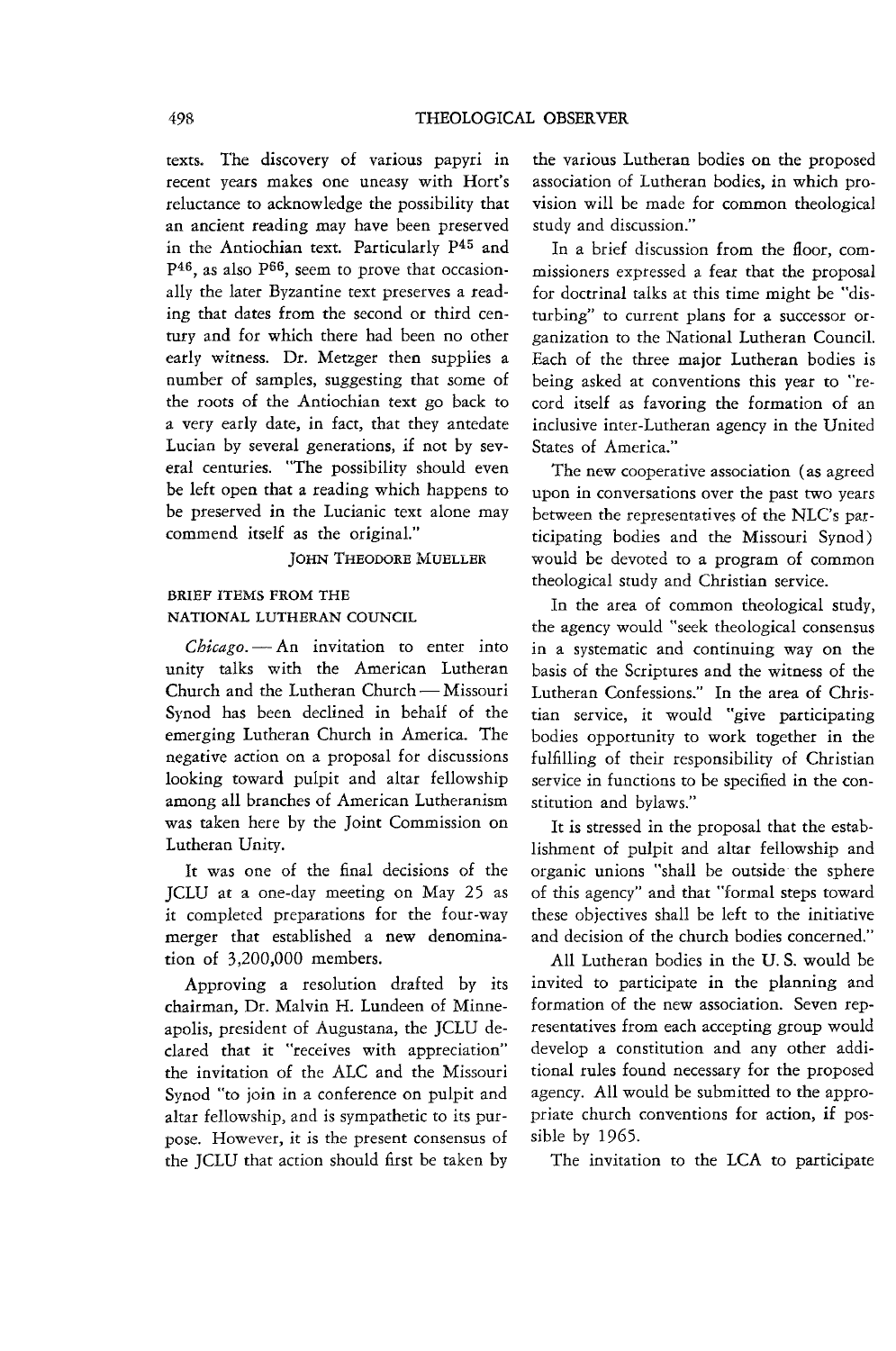texts. The discovery of various papyri in recent years makes one uneasy with Hort's reluctance to acknowledge the possibility that an ancient reading may have been preserved in the Antiochian text. Particularly P45 and P46, as also P66, seem to prove that occasionally the later Byzantine text preserves a reading that dates from the second or third century and for which there had been no other early witness. Dr. Metzger then supplies a number of samples, suggesting that some of the roots of the Antiochian text go back to a very early date, in fact, that they antedate Lucian by several generations, if not by several centuries. "The possibility should even be left open that a reading which happens to be preserved in the Lucianic text alone may commend itself as the original."

JOHN THEODORE MUELLER

## BRIEF ITEMS FROM THE NATIONAL LUTHERAN COUNCIL

*Chicago.* — An invitation to enter into unity talks with the American Lutheran Church and the Lutheran Church — Missouri Synod has been declined in behalf of the emerging Lutheran Church in America. The negative action on a proposal for discussions looking toward pulpit and altar fellowship among all branches of American Lutheranism was taken here by the Joint Commission on Lutheran Unity.

It was one of the final decisions of the JCLU at a one-day meeting on May 25 as it completed preparations for the four-way merger that established a new denomination of 3,200,000 members.

Approving a resolution drafted by its chairman, Dr. Malvin H. Lundeen of Minneapolis, president of Augustana, the JCLU declared that it "receives with appreciation" the invitation of the ALC and the Missouri Synod "to join in a conference on pulpit and altar fellowship, and is sympathetic to its purpose. However, it is the present consensus of the JCLU that action should first be taken by the various Lutheran bodies on the proposed association of Lutheran bodies, in which provision will be made for common theological study and discussion."

In a brief discussion from the floor, commissioners expressed a fear that the proposal for doctrinal talks at this time might be "disturbing" to current plans for a successor organization to the National Lutheran Council. Each of the three major Lutheran bodies is being asked at conventions this year to "record itself as favoring the formation of an inclusive inter-Lutheran agency in the United States of America."

The new cooperative association (as agreed upon in conversations over the past two years between the representatives of the NLC's participating bodies and the Missouri Synod) would be devoted to a program of common theological study and Christian service.

In the area of common theological study, the agency would "seek theological consensus in a systematic and continuing way on the basis of the Scriptures and the witness of the Lutheran Confessions." In the area of Christian service, it would "give participating bodies opportunity to work together in the fulfilling of their responsibility of Christian service in functions to be specified in the constitution and bylaws."

It is stressed in the proposal that the establishment of pulpit and altar fellowship and organic unions "shall be outside the sphere of this agency" and that "formal steps toward these objectives shall be left to the initiative and decision of the church bodies concerned."

All Lutheran bodies in the U. S. would be invited to participate in the planning and formation of the new association. Seven representatives from each accepting group would develop a constitution and any other additional rules found necessary for the proposed agency. All would be submitted to the appropriate church conventions for action, if possible by 1965.

The invitation to the LCA to participate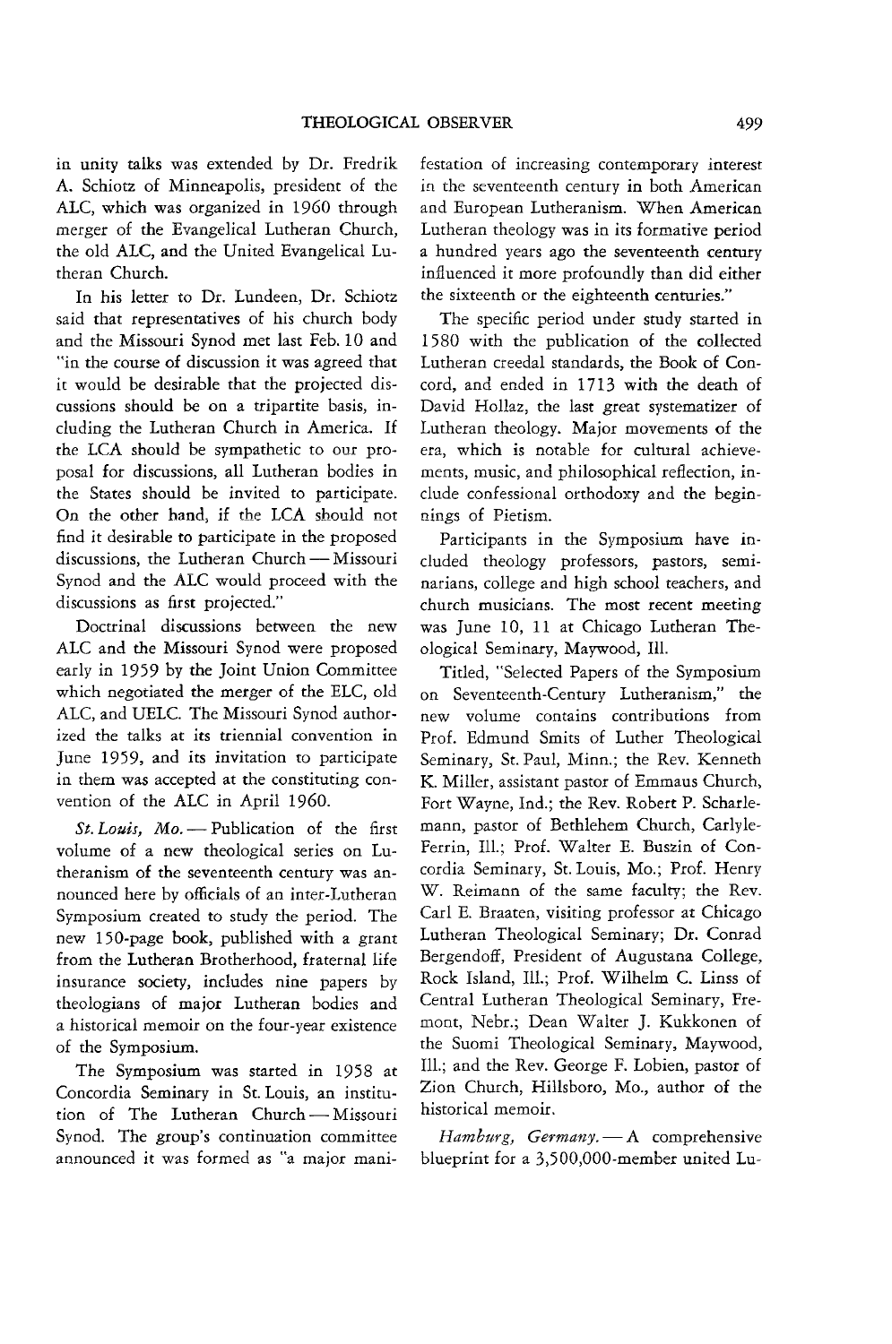in unity talks was extended by Dr. Fredrik A. Schiotz of Minneapolis, president of the ALC, which was organized in 1960 through merger of the Evangelical Lutheran Church, the old ALC, and the United Evangelical Lutheran Church.

In his letter to Dr. Lundeen, Dr. Schiotz said that representatives of his church body and the Missouri Synod met last Feb. 10 and "in the course of discussion it was agreed that it would be desirable that the projected discussions should be on a tripartite basis, including the Lutheran Church in America. If the LCA should be sympathetic to our proposal for discussions, all Lutheran bodies in the States should be invited to participate. On the other hand, if the LCA should not find it desirable to participate in the proposed discussions, the Lutheran Church — Missouri Synod and the ALC would proceed with the discussions as first projected."

Doctrinal discussions between the new ALC and the Missouri Synod were proposed early in 1959 by the Joint Union Committee which negotiated the merger of the ELC, old ALC, and UELC. The Missouri Synod authorized the talks at its triennial convention in June 1959, and its invitation to participate in them was accepted at the constituting convention of the ALC in April 1960.

*St. Louis, Mo.* — Publication of the first volume of a new theological series on Lutheranism of the seventeenth century was announced here by officials of an inter-Lutheran Symposium created to study the period. The new 150-page book, published with a grant from the Lutheran Brotherhood, fraternal life insurance society, includes nine papers by theologians of major Lutheran bodies and a historical memoir on the four-year existence of the Symposium.

The Symposium was started in 1958 at Concordia Seminary in St. Louis, an institution of The Lutheran Church — Missouri Synod. The group's continuation committee announced it was formed as "a major manifestation of increasing contemporary interest in the seventeenth century in both American and European Lutheranism. When American Lutheran theology was in its formative period a hundred years ago the seventeenth century influenced it more profoundly than did either the sixteenth or the eighteenth centuries."

The specific period under study started in 1580 with the publication of the collected Lutheran creedal standards, the Book of Concord, and ended in 1713 with the death of David Hollaz, the last great systematizer of Lutheran theology. Major movements of the era, which is notable for cultural achievements, music, and philosophical reflection, include confessional orthodoxy and the beginnings of Pietism.

Participants in the Symposium have included theology professors, pastors, seminarians, college and high school teachers, and church musicians. The most recent meeting was June 10, 11 at Chicago Lutheran Theological Seminary, Maywood, Ill.

Titled, "Selected Papers of the Symposium on Seventeenth-Century Lutheranism," the new volume contains contributions from Prof. Edmund Smits of Luther Theological Seminary, St. Paul, Minn.; the Rev. Kenneth K. Miller, assistant pastor of Emmaus Church, Fort Wayne, Ind.; the Rev. Robert P. Scharlemann, pastor of Bethlehem Church, Carlyle-Ferrin, Ill.; Prof. Walter E. Buszin of Concordia Seminary, St. Louis, Mo.; Prof. Henry W. Reimann of the same faculty; the Rev. Carl E. Braaten, visiting professor at Chicago Lutheran Theological Seminary; Dr. Conrad Bergendoff, President of Augustana College, Rock Island, Ill.; Prof. Wilhelm C. Linss of Central Lutheran Theological Seminary, Fremont, Nebr.; Dean Walter J. Kukkonen of the Suomi Theological Seminary, Maywood, Ill.; and the Rev. George F. Lobien, pastor of Zion Church, Hillsboro, Mo., author of the historical memoir.

*Hamburg, Germany.* — A comprehensive blueprint for a 3,500,000-member united Lu-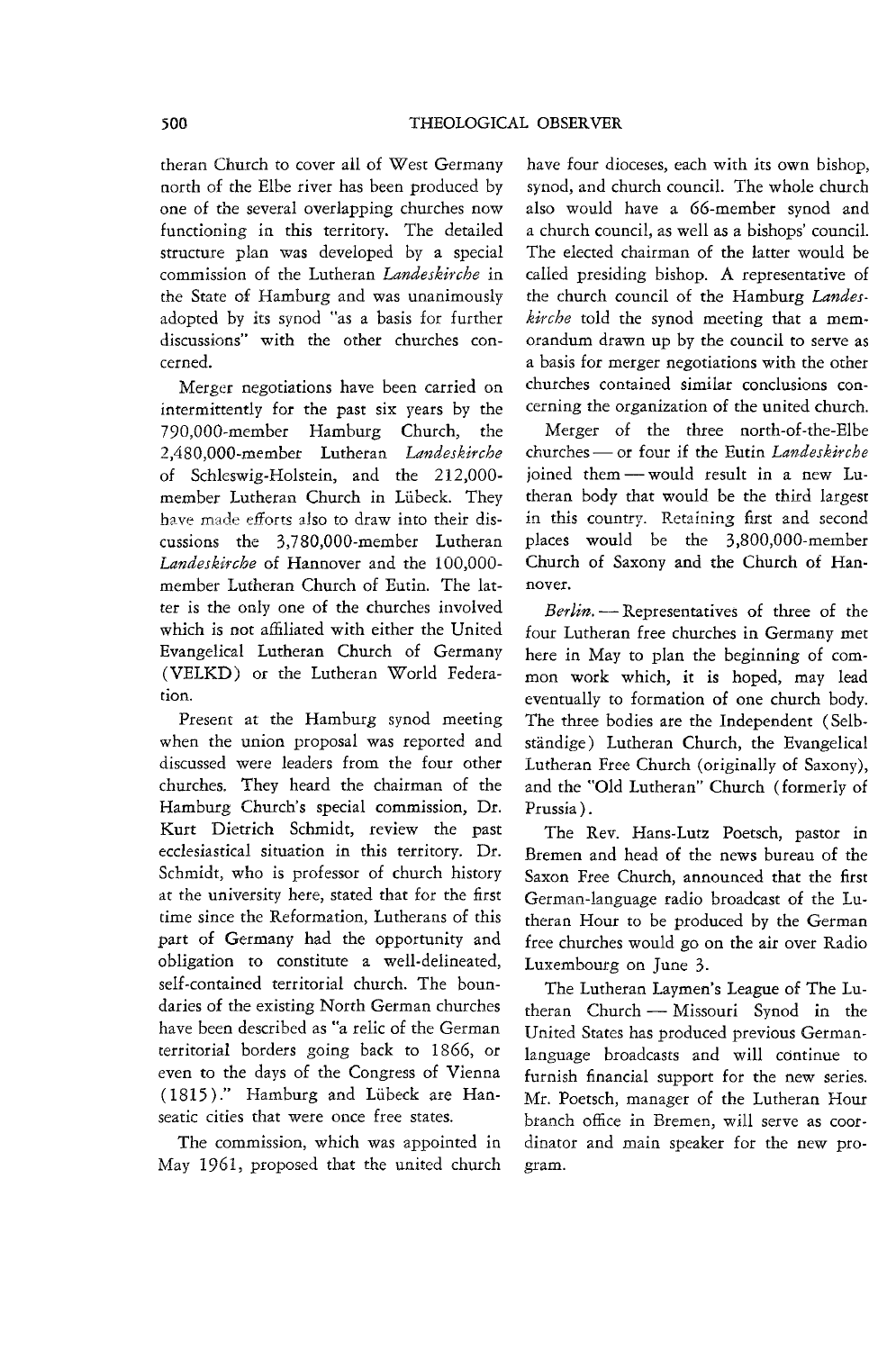theran Church to cover all of West Germany north of the Elbe river has been produced by one of the several overlapping churches now functioning in this territory. The detailed structure plan was developed by a special commission of the Lutheran *Landeskirche* in the State of Hamburg and was unanimously adopted by its synod "as a basis for further discussions" with the other churches concerned.

Merger negotiations have been carried on intermittently for the past six years by the 790,000-member Hamburg Church, the 2,480,000-member Lutheran *Landeskirche* of Schleswig-Holstein, and the 212,000-member Lutheran Church in Lübeck. They have made efforts also to draw into their discussions the 3,780,000-member Lutheran *Landeskirche* of Hannover and the 100,000-member Lutheran Church of Eutin. The latter is the only one of the churches involved which is not affiliated with either the United Evangelical Lutheran Church of Germany (VELKD) or the Lutheran World Federation.

Present at the Hamburg synod meeting when the union proposal was reported and discussed were leaders from the four other churches. They heard the chairman of the Hamburg Church's special commission, Dr. Kurt Dietrich Schmidt, review the past ecclesiastical situation in this territory. Dr. Schmidt, who is professor of church history at the university here, stated that for the first time since the Reformation, Lutherans of this part of Germany had the opportunity and obligation to constitute a well-delineated, self-contained territorial church. The boundaries of the existing North German churches have been described as "a relic of the German territorial borders going back to 1866, or even to the days of the Congress of Vienna (1815)." Hamburg and Lübeck are Hanseatic cities that were once free states.

The commission, which was appointed in May 1961, proposed that the united church have four dioceses, each with its own bishop, synod, and church council. The whole church also would have a 66-member synod and a church council, as well as a bishops' council. The elected chairman of the latter would be called presiding bishop. A representative of the church council of the Hamburg *Landeskirche* told the synod meeting that a memorandum drawn up by the council to serve as a basis for merger negotiations with the other churches contained similar conclusions concerning the organization of the united church.

Merger of the three north-of-the-Elbe churches — or four if the Eutin *Landeskirche* joined them — would result in a new Lutheran body that would be the third largest in this country. Retaining first and second places would be the 3,800,000-member Church of Saxony and the Church of Hannover.

*Berlin.* — Representatives of three of the four Lutheran free churches in Germany met here in May to plan the beginning of common work which, it is hoped, may lead eventually to formation of one church body. The three bodies are the Independent (Selbständige) Lutheran Church, the Evangelical Lutheran Free Church (originally of Saxony), and the "Old Lutheran" Church (formerly of Prussia).

The Rev. Hans-Lutz Poetsch, pastor in Bremen and head of the news bureau of the Saxon Free Church, announced that the first German-language radio broadcast of the Lutheran Hour to be produced by the German free churches would go on the air over Radio Luxembourg on June 3.

The Lutheran Laymen's League of The Lutheran Church — Missouri Synod in the United States has produced previous German-language broadcasts and will continue to furnish financial support for the new series. Mr. Poetsch, manager of the Lutheran Hour branch office in Bremen, will serve as coordinator and main speaker for the new program.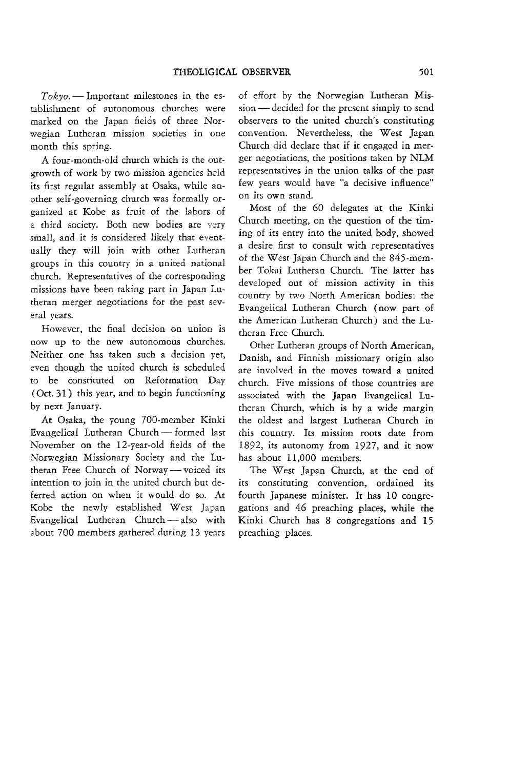*Tokyo.* — Important milestones in the establishment of autonomous churches were marked on the Japan fields of three Norwegian Lutheran mission societies in one month this spring.

A four-month-old church which is the outgrowth of work by two mission agencies held its first regular assembly at Osaka, while another self-governing church was formally organized at Kobe as fruit of the labors of a third society. Both new bodies are very small, and it is considered likely that eventually they will join with other Lutheran groups in this country in a united national church. Representatives of the corresponding missions have been taking part in Japan Lutheran merger negotiations for the past several years.

However, the final decision on union is now up to the new autonomous churches. Neither one has taken such a decision yet, even though the united church is scheduled to be constituted on Reformation Day (Oct. 31) this year, and to begin functioning by next January.

At Osaka, the young 700-member Kinki Evangelical Lutheran Church — formed last November on the 12-year-old fields of the Norwegian Missionary Society and the Lutheran Free Church of Norway — voiced its intention to join in the united church but deferred action on when it would do so. At Kobe the newly established West Japan Evangelical Lutheran Church — also with about 700 members gathered during 13 years of effort by the Norwegian Lutheran Mission — decided for the present simply to send observers to the united church's constituting convention. Nevertheless, the West Japan Church did declare that if it engaged in merger negotiations, the positions taken by NLM representatives in the union talks of the past few years would have "a decisive influence" on its own stand.

Most of the 60 delegates at the Kinki Church meeting, on the question of the timing of its entry into the united body, showed a desire first to consult with representatives of the West Japan Church and the 845-member Tokai Lutheran Church. The latter has developed out of mission activity in this country by two North American bodies: the Evangelical Lutheran Church (now part of the American Lutheran Church) and the Lutheran Free Church.

Other Lutheran groups of North American, Danish, and Finnish missionary origin also are involved in the moves toward a united church. Five missions of those countries are associated with the Japan Evangelical Lutheran Church, which is by a wide margin the oldest and largest Lutheran Church in this country. Its mission roots date from 1892, its autonomy from 1927, and it now has about 11,000 members.

The West Japan Church, at the end of its constituting convention, ordained its fourth Japanese minister. It has 10 congregations and 46 preaching places, while the Kinki Church has 8 congregations and 15 preaching places.